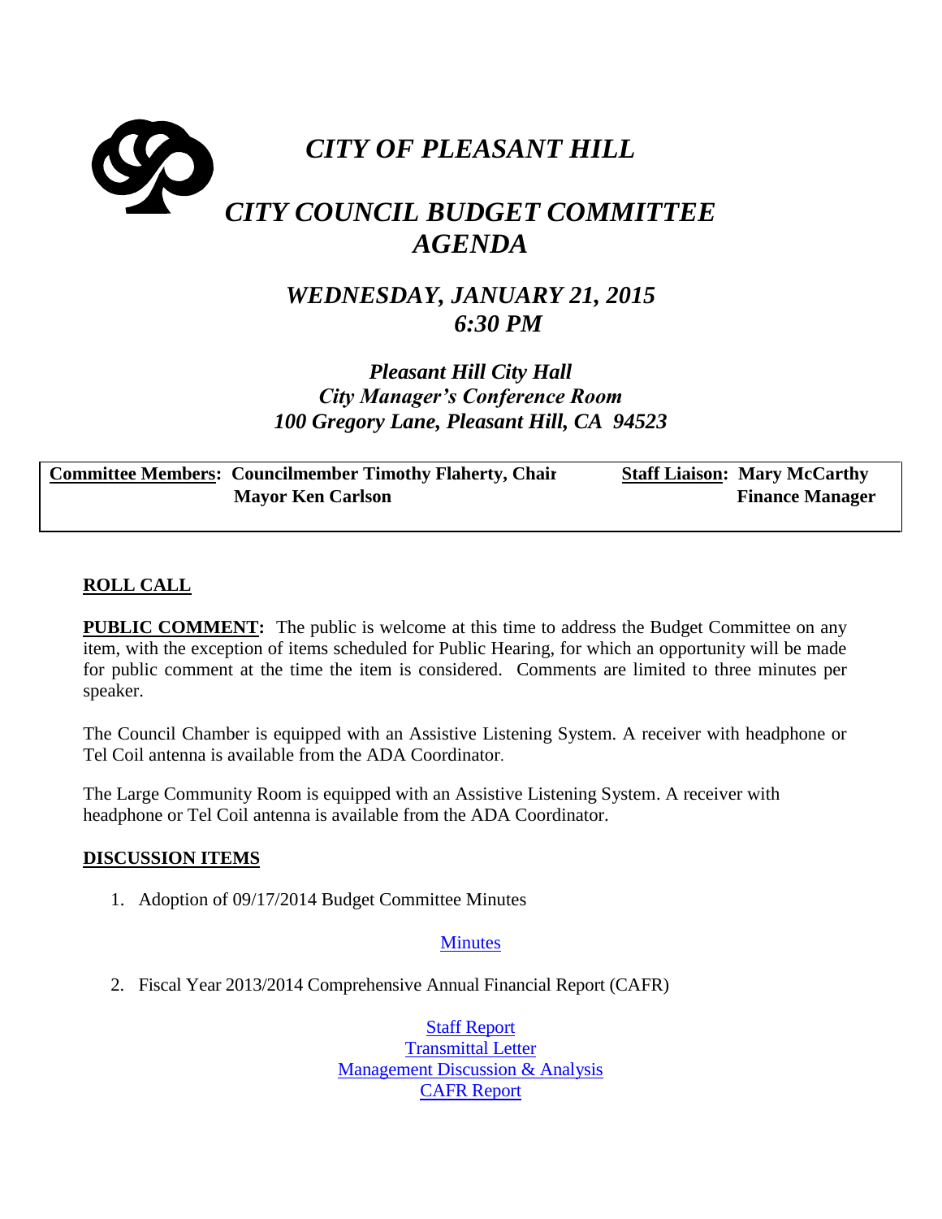# *CITY OF PLEASANT HILL*

# *CITY COUNCIL BUDGET COMMITTEE AGENDA*

## *WEDNESDAY, JANUARY 21, 2015*
## *6:30 PM*

***Pleasant Hill City Hall***
***City Manager's Conference Room***
***100 Gregory Lane, Pleasant Hill, CA 94523***

| **Committee Members:** | **Councilmember Timothy Flaherty, Chair** | **Staff Liaison:** | **Mary McCarthy** |
|---|---|---|---|
| | **Mayor Ken Carlson** | | **Finance Manager** |

**ROLL CALL**

**PUBLIC COMMENT:** The public is welcome at this time to address the Budget Committee on any item, with the exception of items scheduled for Public Hearing, for which an opportunity will be made for public comment at the time the item is considered. Comments are limited to three minutes per speaker.

The Council Chamber is equipped with an Assistive Listening System. A receiver with headphone or Tel Coil antenna is available from the ADA Coordinator.

The Large Community Room is equipped with an Assistive Listening System. A receiver with headphone or Tel Coil antenna is available from the ADA Coordinator.

**DISCUSSION ITEMS**

1. Adoption of 09/17/2014 Budget Committee Minutes

   Minutes

2. Fiscal Year 2013/2014 Comprehensive Annual Financial Report (CAFR)

   Staff Report
   Transmittal Letter
   Management Discussion & Analysis
   CAFR Report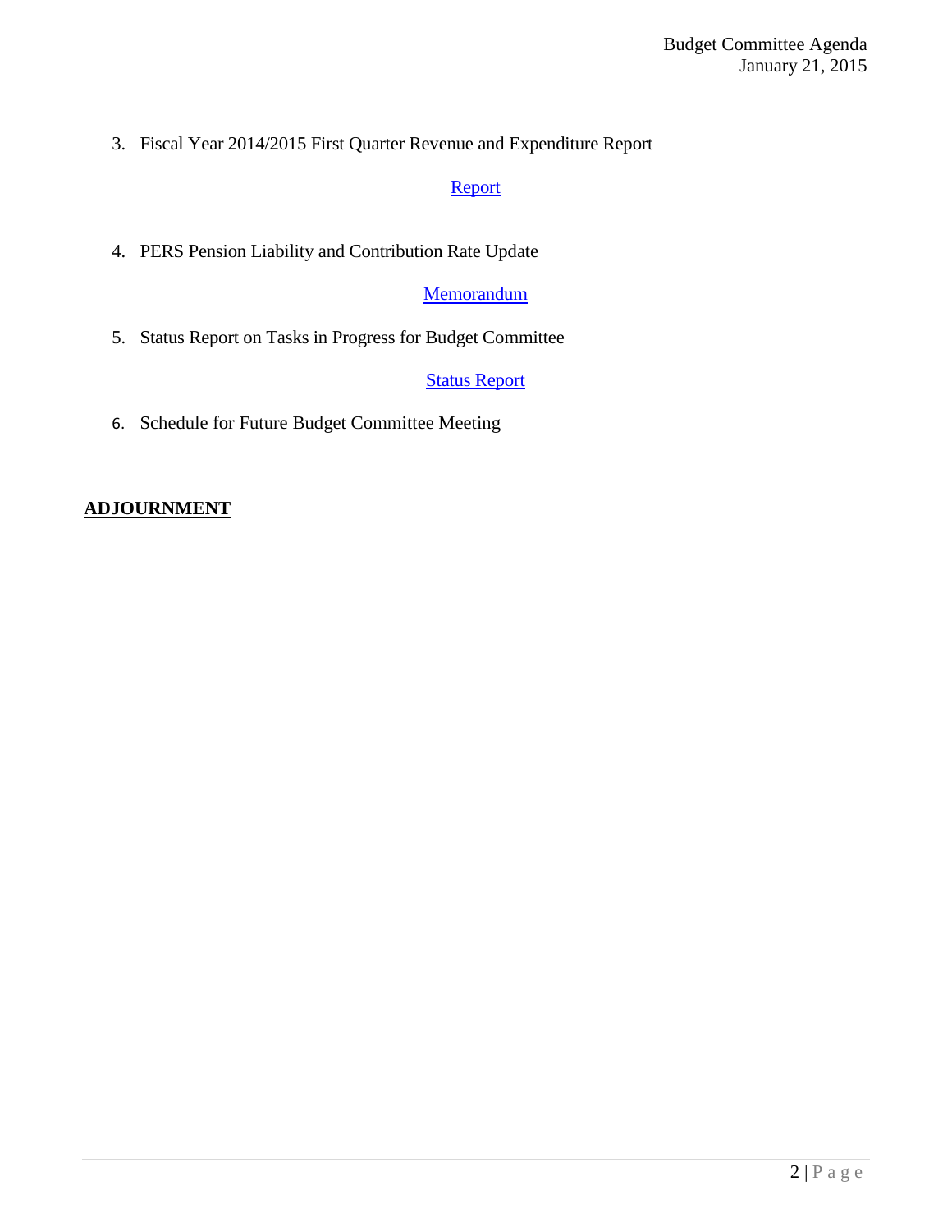3. Fiscal Year 2014/2015 First Quarter Revenue and Expenditure Report

   Report

4. PERS Pension Liability and Contribution Rate Update

   Memorandum

5. Status Report on Tasks in Progress for Budget Committee

   Status Report

6. Schedule for Future Budget Committee Meeting

**ADJOURNMENT**